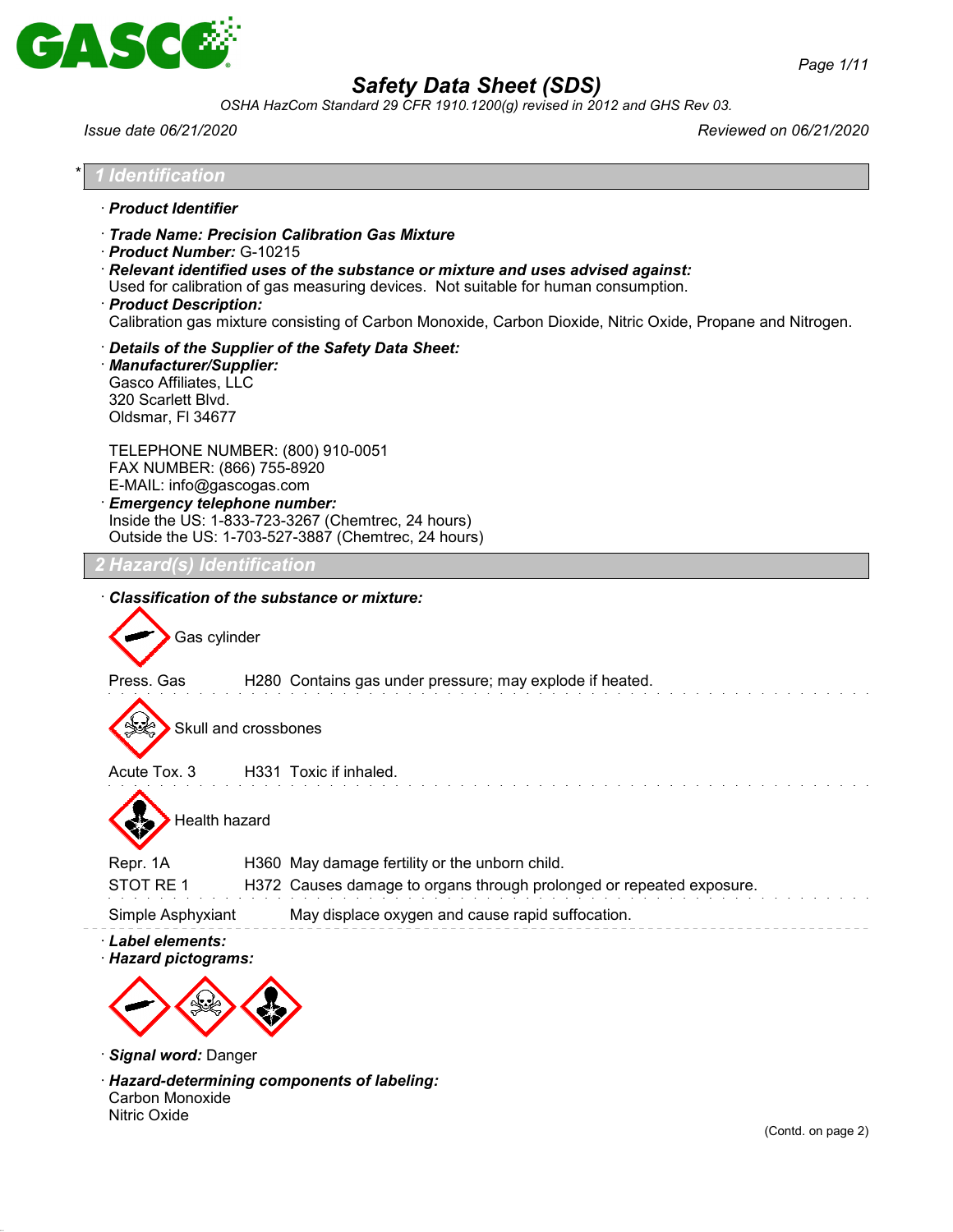# Safety Data Sheet (SDS)

*OSHA HazCom Standard 29 CFR 1910.1200(g) revised in 2012 and GHS Rev 03.*

*Issue date 06/21/2020* *Reviewed on 06/21/2020*

## * 1 Identification

· **Product Identifier**

· **Trade Name: Precision Calibration Gas Mixture**
· **Product Number:** G-10215
· **Relevant identified uses of the substance or mixture and uses advised against:**
Used for calibration of gas measuring devices. Not suitable for human consumption.
· **Product Description:**
Calibration gas mixture consisting of Carbon Monoxide, Carbon Dioxide, Nitric Oxide, Propane and Nitrogen.

· **Details of the Supplier of the Safety Data Sheet:**
· **Manufacturer/Supplier:**
Gasco Affiliates, LLC
320 Scarlett Blvd.
Oldsmar, Fl 34677

TELEPHONE NUMBER: (800) 910-0051
FAX NUMBER: (866) 755-8920
E-MAIL: info@gascogas.com
· **Emergency telephone number:**
Inside the US: 1-833-723-3267 (Chemtrec, 24 hours)
Outside the US: 1-703-527-3887 (Chemtrec, 24 hours)

## 2 Hazard(s) Identification

· **Classification of the substance or mixture:**

Gas cylinder

| | | |
|---|---|---|
| Press. Gas | H280 | Contains gas under pressure; may explode if heated. |

Skull and crossbones

| | | |
|---|---|---|
| Acute Tox. 3 | H331 | Toxic if inhaled. |

Health hazard

| | | |
|---|---|---|
| Repr. 1A | H360 | May damage fertility or the unborn child. |
| STOT RE 1 | H372 | Causes damage to organs through prolonged or repeated exposure. |

| | |
|---|---|
| Simple Asphyxiant | May displace oxygen and cause rapid suffocation. |

· **Label elements:**
· **Hazard pictograms:**

· **Signal word:** Danger

· **Hazard-determining components of labeling:**
Carbon Monoxide
Nitric Oxide

(Contd. on page 2)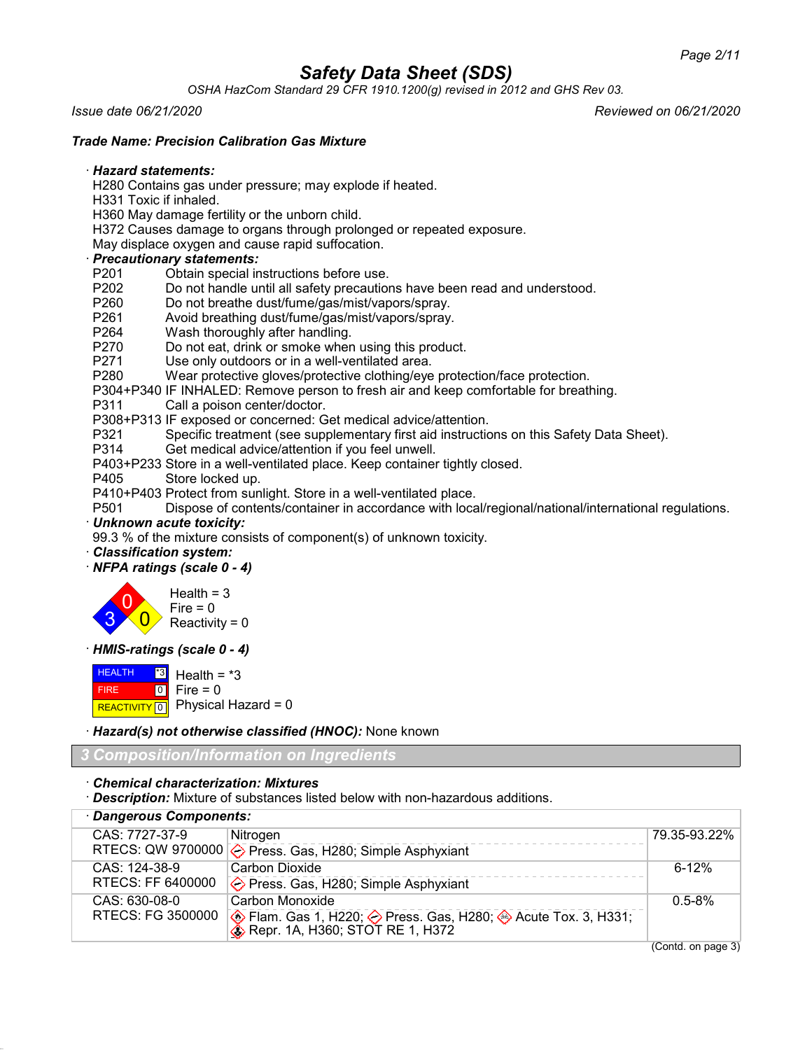## Safety Data Sheet (SDS)

*OSHA HazCom Standard 29 CFR 1910.1200(g) revised in 2012 and GHS Rev 03.*

*Issue date 06/21/2020* *Reviewed on 06/21/2020*

***Trade Name: Precision Calibration Gas Mixture***

· ***Hazard statements:***

H280 Contains gas under pressure; may explode if heated.
H331 Toxic if inhaled.
H360 May damage fertility or the unborn child.
H372 Causes damage to organs through prolonged or repeated exposure.
May displace oxygen and cause rapid suffocation.

· ***Precautionary statements:***

P201 Obtain special instructions before use.
P202 Do not handle until all safety precautions have been read and understood.
P260 Do not breathe dust/fume/gas/mist/vapors/spray.
P261 Avoid breathing dust/fume/gas/mist/vapors/spray.
P264 Wash thoroughly after handling.
P270 Do not eat, drink or smoke when using this product.
P271 Use only outdoors or in a well-ventilated area.
P280 Wear protective gloves/protective clothing/eye protection/face protection.
P304+P340 IF INHALED: Remove person to fresh air and keep comfortable for breathing.
P311 Call a poison center/doctor.
P308+P313 IF exposed or concerned: Get medical advice/attention.
P321 Specific treatment (see supplementary first aid instructions on this Safety Data Sheet).
P314 Get medical advice/attention if you feel unwell.
P403+P233 Store in a well-ventilated place. Keep container tightly closed.
P405 Store locked up.
P410+P403 Protect from sunlight. Store in a well-ventilated place.
P501 Dispose of contents/container in accordance with local/regional/national/international regulations.

· ***Unknown acute toxicity:***

99.3 % of the mixture consists of component(s) of unknown toxicity.

· ***Classification system:***

· ***NFPA ratings (scale 0 - 4)***

Health = 3
Fire = 0
Reactivity = 0

· ***HMIS-ratings (scale 0 - 4)***

HEALTH *3
FIRE 0
REACTIVITY 0

Health = *3
Fire = 0
Physical Hazard = 0

· ***Hazard(s) not otherwise classified (HNOC):*** None known

## 3 Composition/Information on Ingredients

· ***Chemical characterization: Mixtures***

· ***Description:*** Mixture of substances listed below with non-hazardous additions.

· ***Dangerous Components:***

| | | |
|---|---|---|
| CAS: 7727-37-9<br>RTECS: QW 9700000 | Nitrogen<br>Press. Gas, H280; Simple Asphyxiant | 79.35-93.22% |
| CAS: 124-38-9<br>RTECS: FF 6400000 | Carbon Dioxide<br>Press. Gas, H280; Simple Asphyxiant | 6-12% |
| CAS: 630-08-0<br>RTECS: FG 3500000 | Carbon Monoxide<br>Flam. Gas 1, H220; Press. Gas, H280; Acute Tox. 3, H331; Repr. 1A, H360; STOT RE 1, H372 | 0.5-8% |

(Contd. on page 3)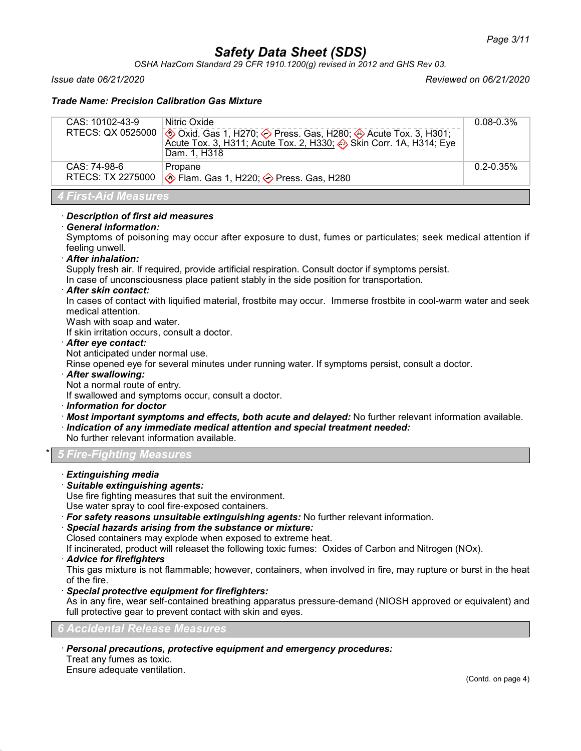| | | |
|---|---|---|
| CAS: 10102-43-9<br>RTECS: QX 0525000 | Nitric Oxide<br>Oxid. Gas 1, H270; Press. Gas, H280; Acute Tox. 3, H301; Acute Tox. 3, H311; Acute Tox. 2, H330; Skin Corr. 1A, H314; Eye Dam. 1, H318 | 0.08-0.3% |
| CAS: 74-98-6<br>RTECS: TX 2275000 | Propane<br>Flam. Gas 1, H220; Press. Gas, H280 | 0.2-0.35% |

## 4 First-Aid Measures

· ***Description of first aid measures***

· ***General information:***
Symptoms of poisoning may occur after exposure to dust, fumes or particulates; seek medical attention if feeling unwell.

· ***After inhalation:***
Supply fresh air. If required, provide artificial respiration. Consult doctor if symptoms persist.
In case of unconsciousness place patient stably in the side position for transportation.

· ***After skin contact:***
In cases of contact with liquified material, frostbite may occur. Immerse frostbite in cool-warm water and seek medical attention.
Wash with soap and water.
If skin irritation occurs, consult a doctor.

· ***After eye contact:***
Not anticipated under normal use.
Rinse opened eye for several minutes under running water. If symptoms persist, consult a doctor.

· ***After swallowing:***
Not a normal route of entry.
If swallowed and symptoms occur, consult a doctor.

· ***Information for doctor***

· ***Most important symptoms and effects, both acute and delayed:*** No further relevant information available.

· ***Indication of any immediate medical attention and special treatment needed:***
No further relevant information available.

## * 5 Fire-Fighting Measures

· ***Extinguishing media***

· ***Suitable extinguishing agents:***
Use fire fighting measures that suit the environment.
Use water spray to cool fire-exposed containers.

· ***For safety reasons unsuitable extinguishing agents:*** No further relevant information.

· ***Special hazards arising from the substance or mixture:***
Closed containers may explode when exposed to extreme heat.
If incinerated, product will releaset the following toxic fumes: Oxides of Carbon and Nitrogen (NOx).

· ***Advice for firefighters***
This gas mixture is not flammable; however, containers, when involved in fire, may rupture or burst in the heat of the fire.

· ***Special protective equipment for firefighters:***
As in any fire, wear self-contained breathing apparatus pressure-demand (NIOSH approved or equivalent) and full protective gear to prevent contact with skin and eyes.

## 6 Accidental Release Measures

· ***Personal precautions, protective equipment and emergency procedures:***
Treat any fumes as toxic.
Ensure adequate ventilation.

(Contd. on page 4)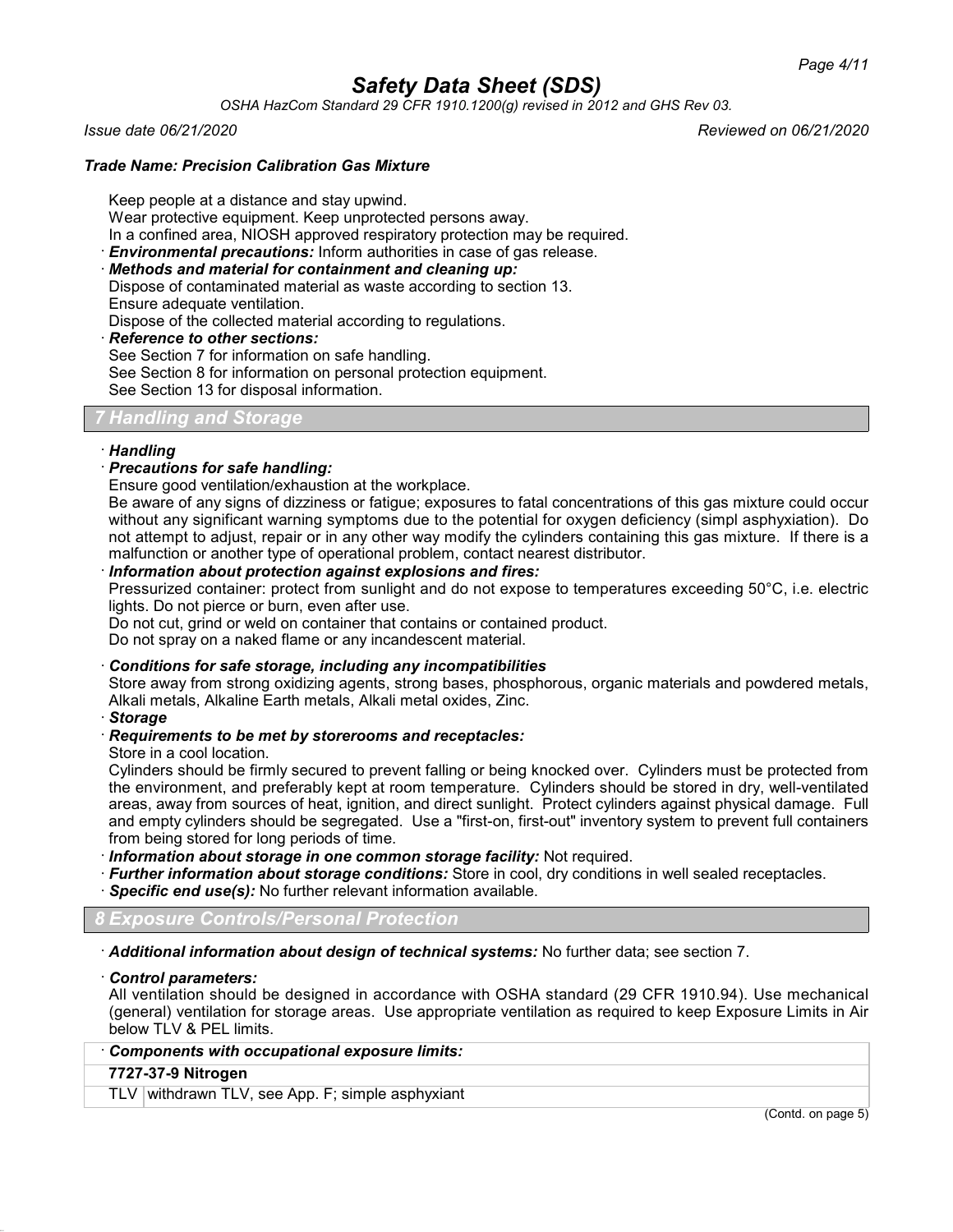Keep people at a distance and stay upwind.
Wear protective equipment. Keep unprotected persons away.
In a confined area, NIOSH approved respiratory protection may be required.

· ***Environmental precautions:*** Inform authorities in case of gas release.

· ***Methods and material for containment and cleaning up:***
Dispose of contaminated material as waste according to section 13.
Ensure adequate ventilation.
Dispose of the collected material according to regulations.

· ***Reference to other sections:***
See Section 7 for information on safe handling.
See Section 8 for information on personal protection equipment.
See Section 13 for disposal information.

## 7 Handling and Storage

· ***Handling***

· ***Precautions for safe handling:***
Ensure good ventilation/exhaustion at the workplace.
Be aware of any signs of dizziness or fatigue; exposures to fatal concentrations of this gas mixture could occur without any significant warning symptoms due to the potential for oxygen deficiency (simpl asphyxiation). Do not attempt to adjust, repair or in any other way modify the cylinders containing this gas mixture. If there is a malfunction or another type of operational problem, contact nearest distributor.

· ***Information about protection against explosions and fires:***
Pressurized container: protect from sunlight and do not expose to temperatures exceeding 50°C, i.e. electric lights. Do not pierce or burn, even after use.
Do not cut, grind or weld on container that contains or contained product.
Do not spray on a naked flame or any incandescent material.

· ***Conditions for safe storage, including any incompatibilities***
Store away from strong oxidizing agents, strong bases, phosphorous, organic materials and powdered metals, Alkali metals, Alkaline Earth metals, Alkali metal oxides, Zinc.

· ***Storage***

· ***Requirements to be met by storerooms and receptacles:***
Store in a cool location.
Cylinders should be firmly secured to prevent falling or being knocked over. Cylinders must be protected from the environment, and preferably kept at room temperature. Cylinders should be stored in dry, well-ventilated areas, away from sources of heat, ignition, and direct sunlight. Protect cylinders against physical damage. Full and empty cylinders should be segregated. Use a "first-on, first-out" inventory system to prevent full containers from being stored for long periods of time.

· ***Information about storage in one common storage facility:*** Not required.

· ***Further information about storage conditions:*** Store in cool, dry conditions in well sealed receptacles.

· ***Specific end use(s):*** No further relevant information available.

## 8 Exposure Controls/Personal Protection

· ***Additional information about design of technical systems:*** No further data; see section 7.

· ***Control parameters:***
All ventilation should be designed in accordance with OSHA standard (29 CFR 1910.94). Use mechanical (general) ventilation for storage areas. Use appropriate ventilation as required to keep Exposure Limits in Air below TLV & PEL limits.

| · **Components with occupational exposure limits:** | |
|---|---|
| **7727-37-9 Nitrogen** | |
| TLV | withdrawn TLV, see App. F; simple asphyxiant |

(Contd. on page 5)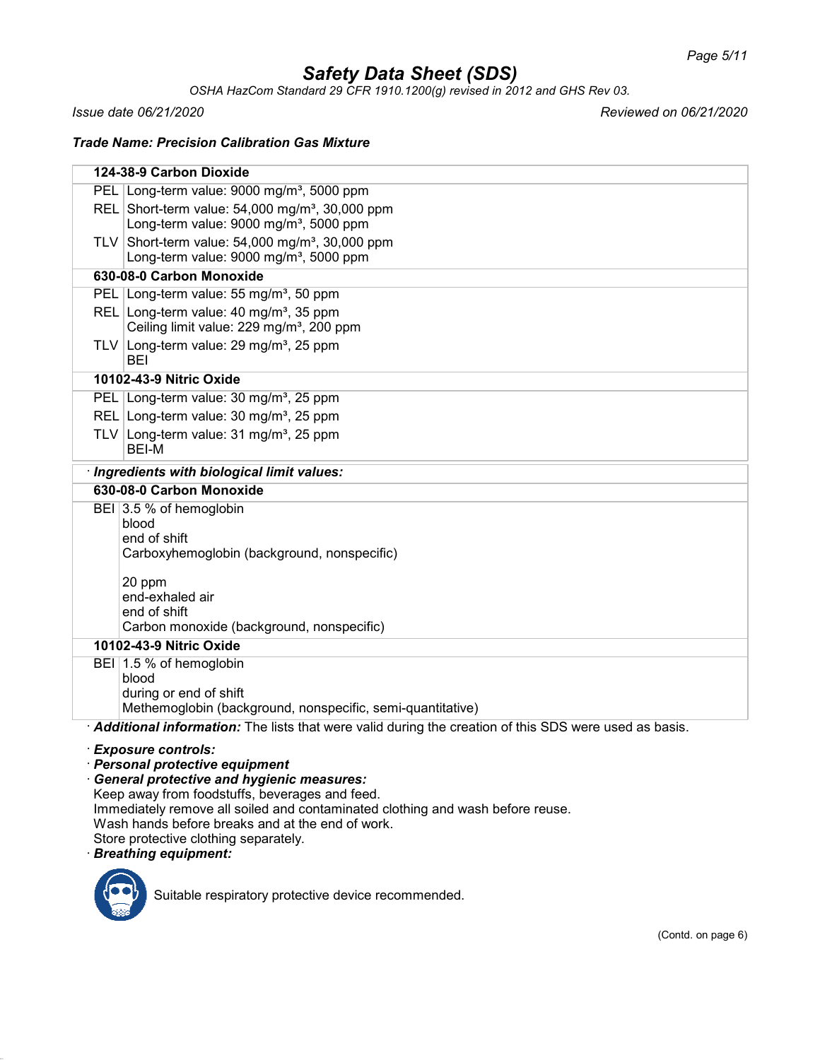# Safety Data Sheet (SDS)

*OSHA HazCom Standard 29 CFR 1910.1200(g) revised in 2012 and GHS Rev 03.*

*Issue date 06/21/2020* *Reviewed on 06/21/2020*

***Trade Name: Precision Calibration Gas Mixture***

| | |
|---|---|
| **124-38-9 Carbon Dioxide** | |
| PEL | Long-term value: 9000 mg/m³, 5000 ppm |
| REL | Short-term value: 54,000 mg/m³, 30,000 ppm<br>Long-term value: 9000 mg/m³, 5000 ppm |
| TLV | Short-term value: 54,000 mg/m³, 30,000 ppm<br>Long-term value: 9000 mg/m³, 5000 ppm |
| **630-08-0 Carbon Monoxide** | |
| PEL | Long-term value: 55 mg/m³, 50 ppm |
| REL | Long-term value: 40 mg/m³, 35 ppm<br>Ceiling limit value: 229 mg/m³, 200 ppm |
| TLV | Long-term value: 29 mg/m³, 25 ppm<br>BEI |
| **10102-43-9 Nitric Oxide** | |
| PEL | Long-term value: 30 mg/m³, 25 ppm |
| REL | Long-term value: 30 mg/m³, 25 ppm |
| TLV | Long-term value: 31 mg/m³, 25 ppm<br>BEI-M |

· ***Ingredients with biological limit values:***

| | |
|---|---|
| **630-08-0 Carbon Monoxide** | |
| BEI | 3.5 % of hemoglobin<br>blood<br>end of shift<br>Carboxyhemoglobin (background, nonspecific)<br><br>20 ppm<br>end-exhaled air<br>end of shift<br>Carbon monoxide (background, nonspecific) |
| **10102-43-9 Nitric Oxide** | |
| BEI | 1.5 % of hemoglobin<br>blood<br>during or end of shift<br>Methemoglobin (background, nonspecific, semi-quantitative) |

· ***Additional information:*** The lists that were valid during the creation of this SDS were used as basis.

· ***Exposure controls:***
· ***Personal protective equipment***
· ***General protective and hygienic measures:***
Keep away from foodstuffs, beverages and feed.
Immediately remove all soiled and contaminated clothing and wash before reuse.
Wash hands before breaks and at the end of work.
Store protective clothing separately.
· ***Breathing equipment:***

Suitable respiratory protective device recommended.

(Contd. on page 6)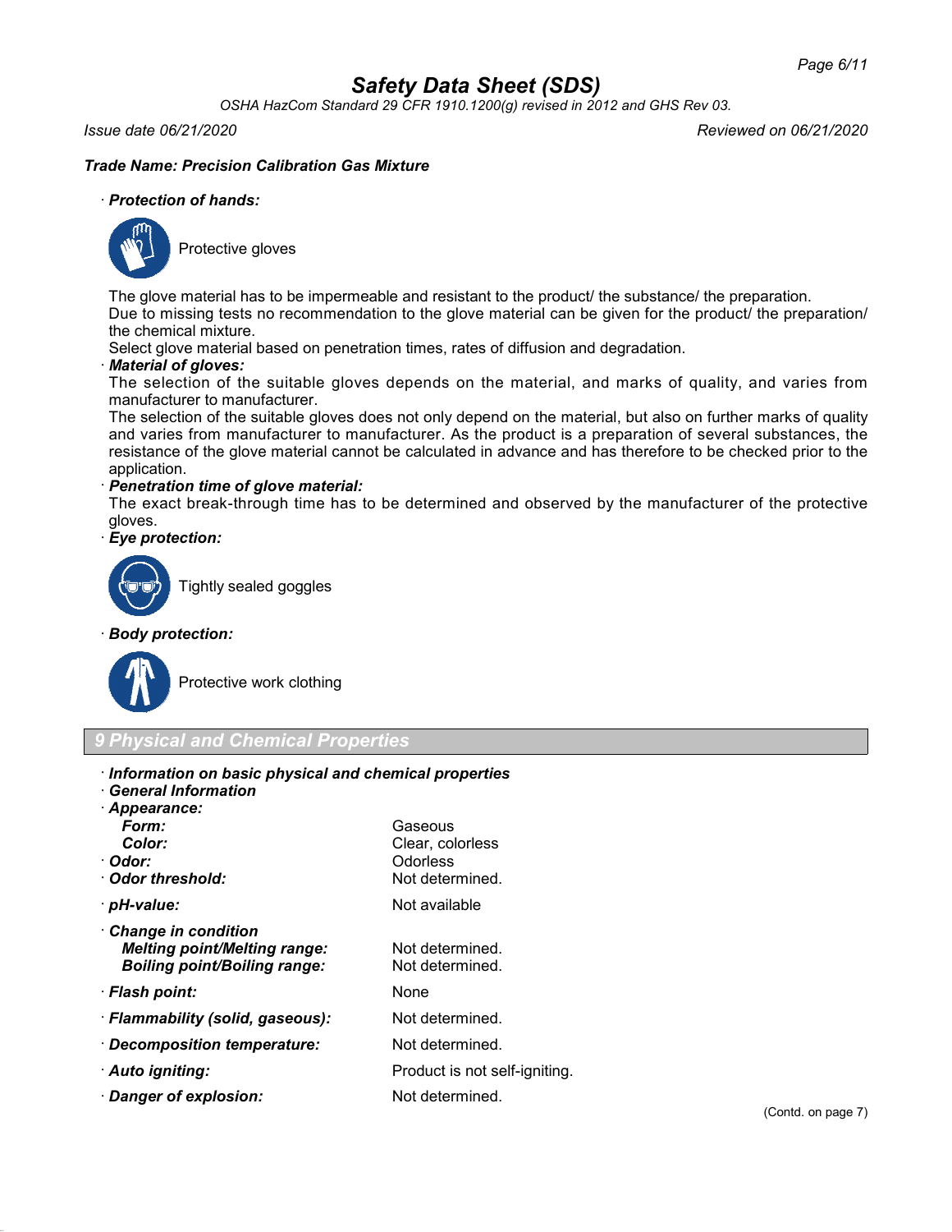**Trade Name: Precision Calibration Gas Mixture**

· ***Protection of hands:***

Protective gloves

The glove material has to be impermeable and resistant to the product/ the substance/ the preparation.
Due to missing tests no recommendation to the glove material can be given for the product/ the preparation/ the chemical mixture.
Select glove material based on penetration times, rates of diffusion and degradation.

· ***Material of gloves:***
The selection of the suitable gloves depends on the material, and marks of quality, and varies from manufacturer to manufacturer.
The selection of the suitable gloves does not only depend on the material, but also on further marks of quality and varies from manufacturer to manufacturer. As the product is a preparation of several substances, the resistance of the glove material cannot be calculated in advance and has therefore to be checked prior to the application.

· ***Penetration time of glove material:***
The exact break-through time has to be determined and observed by the manufacturer of the protective gloves.

· ***Eye protection:***

Tightly sealed goggles

· ***Body protection:***

Protective work clothing

## 9 Physical and Chemical Properties

· ***Information on basic physical and chemical properties***
· ***General Information***

| | |
|---|---|
| · **Appearance:** | |
| **Form:** | Gaseous |
| **Color:** | Clear, colorless |
| · **Odor:** | Odorless |
| · **Odor threshold:** | Not determined. |
| · **pH-value:** | Not available |
| · **Change in condition** | |
| **Melting point/Melting range:** | Not determined. |
| **Boiling point/Boiling range:** | Not determined. |
| · **Flash point:** | None |
| · **Flammability (solid, gaseous):** | Not determined. |
| · **Decomposition temperature:** | Not determined. |
| · **Auto igniting:** | Product is not self-igniting. |
| · **Danger of explosion:** | Not determined. |

(Contd. on page 7)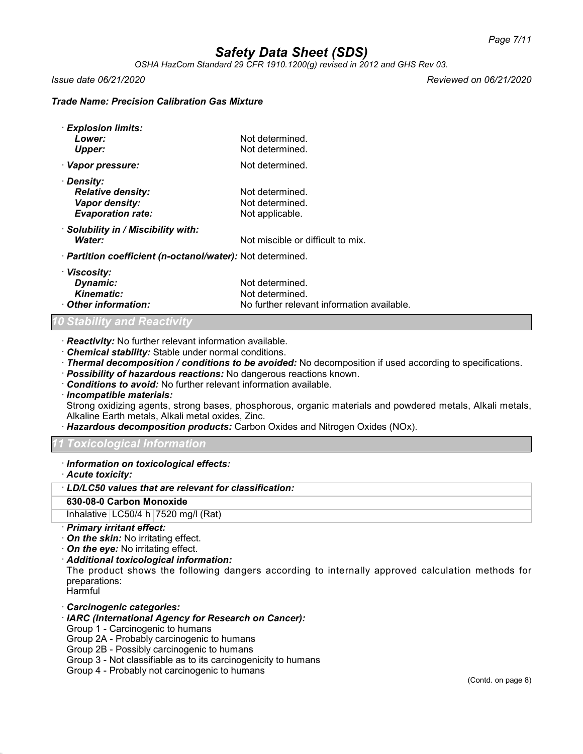*Safety Data Sheet (SDS)*

*OSHA HazCom Standard 29 CFR 1910.1200(g) revised in 2012 and GHS Rev 03.*

*Issue date 06/21/2020* *Reviewed on 06/21/2020*

***Trade Name: Precision Calibration Gas Mixture***

· ***Explosion limits:***
***Lower:*** Not determined.
***Upper:*** Not determined.

· ***Vapor pressure:*** Not determined.

· ***Density:***
***Relative density:*** Not determined.
***Vapor density:*** Not determined.
***Evaporation rate:*** Not applicable.

· ***Solubility in / Miscibility with:***
***Water:*** Not miscible or difficult to mix.

· ***Partition coefficient (n-octanol/water):*** Not determined.

· ***Viscosity:***
***Dynamic:*** Not determined.
***Kinematic:*** Not determined.

· ***Other information:*** No further relevant information available.

## *10 Stability and Reactivity*

· ***Reactivity:*** No further relevant information available.
· ***Chemical stability:*** Stable under normal conditions.
· ***Thermal decomposition / conditions to be avoided:*** No decomposition if used according to specifications.
· ***Possibility of hazardous reactions:*** No dangerous reactions known.
· ***Conditions to avoid:*** No further relevant information available.
· ***Incompatible materials:***
Strong oxidizing agents, strong bases, phosphorous, organic materials and powdered metals, Alkali metals, Alkaline Earth metals, Alkali metal oxides, Zinc.
· ***Hazardous decomposition products:*** Carbon Oxides and Nitrogen Oxides (NOx).

## *11 Toxicological Information*

· ***Information on toxicological effects:***
· ***Acute toxicity:***

| · ***LD/LC50 values that are relevant for classification:*** | | |
|---|---|---|
| **630-08-0 Carbon Monoxide** | | |
| Inhalative | LC50/4 h | 7520 mg/l (Rat) |

· ***Primary irritant effect:***
· ***On the skin:*** No irritating effect.
· ***On the eye:*** No irritating effect.
· ***Additional toxicological information:***
The product shows the following dangers according to internally approved calculation methods for preparations:
Harmful

· ***Carcinogenic categories:***
· ***IARC (International Agency for Research on Cancer):***
Group 1 - Carcinogenic to humans
Group 2A - Probably carcinogenic to humans
Group 2B - Possibly carcinogenic to humans
Group 3 - Not classifiable as to its carcinogenicity to humans
Group 4 - Probably not carcinogenic to humans

(Contd. on page 8)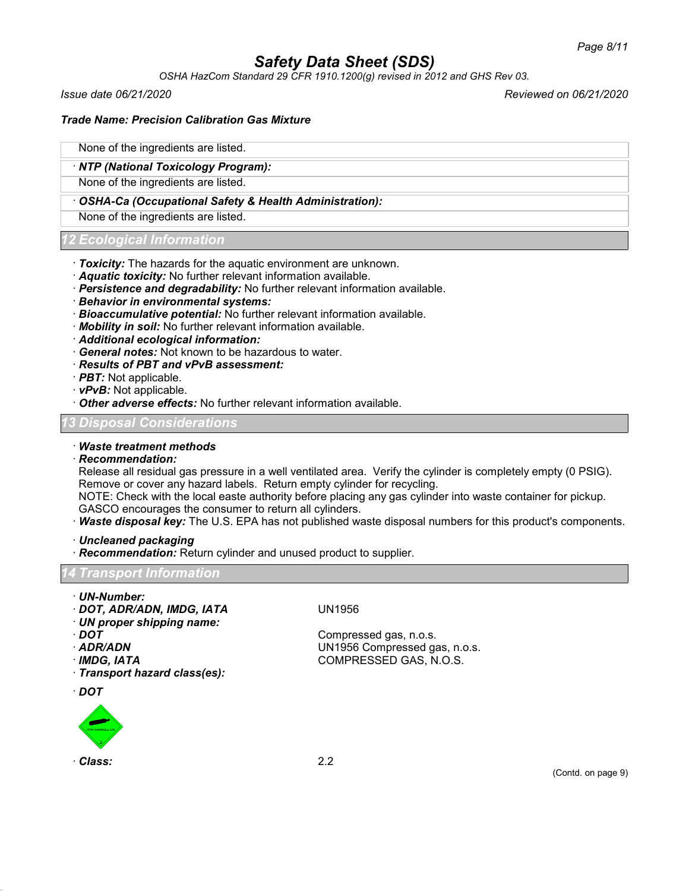None of the ingredients are listed.

· **NTP (National Toxicology Program):**

None of the ingredients are listed.

· **OSHA-Ca (Occupational Safety & Health Administration):**

None of the ingredients are listed.

## 12 Ecological Information

· ***Toxicity:*** The hazards for the aquatic environment are unknown.
· ***Aquatic toxicity:*** No further relevant information available.
· ***Persistence and degradability:*** No further relevant information available.
· ***Behavior in environmental systems:***
· ***Bioaccumulative potential:*** No further relevant information available.
· ***Mobility in soil:*** No further relevant information available.
· ***Additional ecological information:***
· ***General notes:*** Not known to be hazardous to water.
· ***Results of PBT and vPvB assessment:***
· ***PBT:*** Not applicable.
· ***vPvB:*** Not applicable.
· ***Other adverse effects:*** No further relevant information available.

## 13 Disposal Considerations

· ***Waste treatment methods***
· ***Recommendation:***
Release all residual gas pressure in a well ventilated area. Verify the cylinder is completely empty (0 PSIG). Remove or cover any hazard labels. Return empty cylinder for recycling.
NOTE: Check with the local easte authority before placing any gas cylinder into waste container for pickup. GASCO encourages the consumer to return all cylinders.
· ***Waste disposal key:*** The U.S. EPA has not published waste disposal numbers for this product's components.

· ***Uncleaned packaging***
· ***Recommendation:*** Return cylinder and unused product to supplier.

## 14 Transport Information

· ***UN-Number:***
· ***DOT, ADR/ADN, IMDG, IATA*** UN1956
· ***UN proper shipping name:***
· ***DOT*** Compressed gas, n.o.s.
· ***ADR/ADN*** UN1956 Compressed gas, n.o.s.
· ***IMDG, IATA*** COMPRESSED GAS, N.O.S.
· ***Transport hazard class(es):***

· ***DOT***

· ***Class:*** 2.2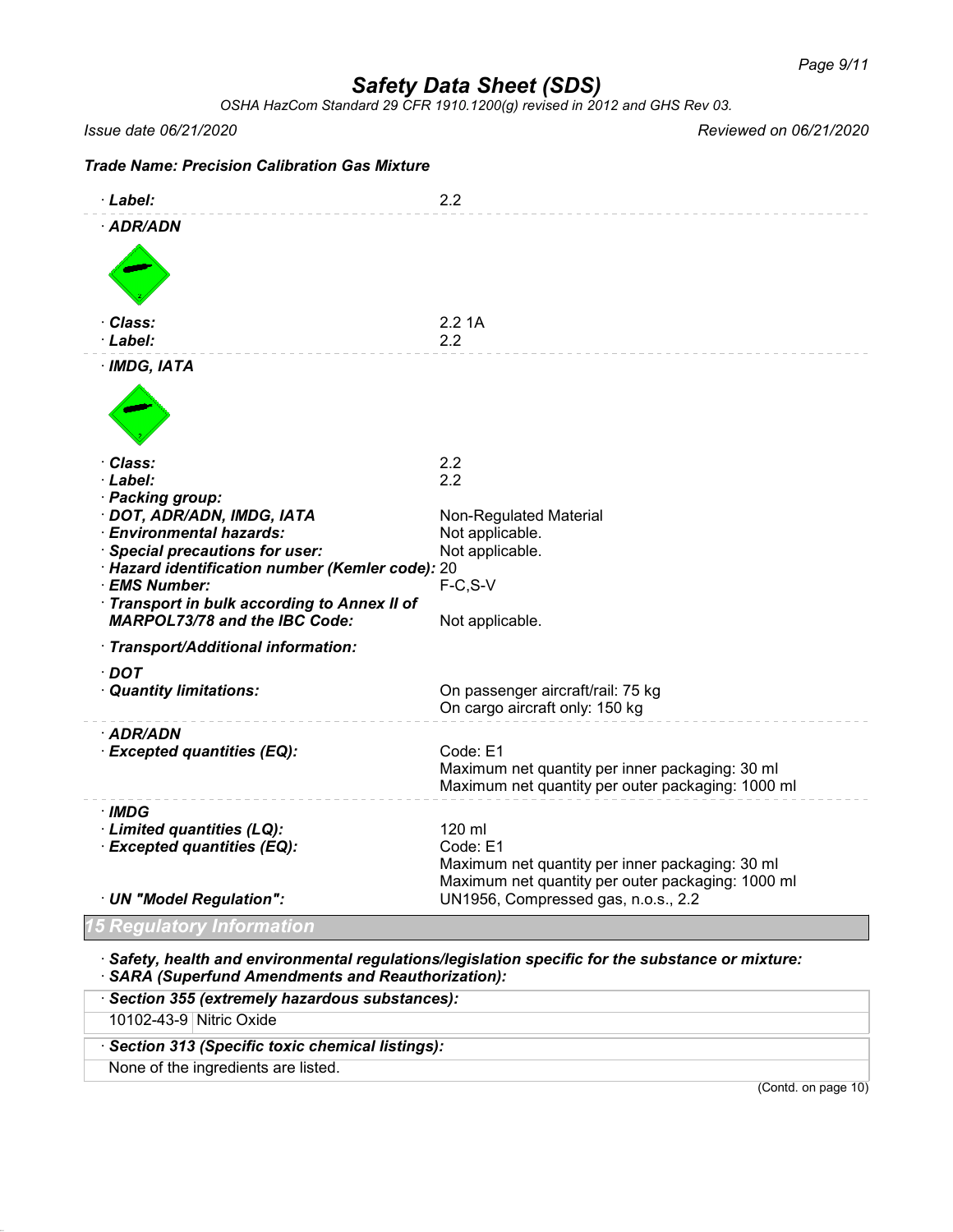# Safety Data Sheet (SDS)

*OSHA HazCom Standard 29 CFR 1910.1200(g) revised in 2012 and GHS Rev 03.*

*Issue date 06/21/2020* *Reviewed on 06/21/2020*

***Trade Name: Precision Calibration Gas Mixture***

· **Label:** 2.2

· **ADR/ADN**

· **Class:** 2.2 1A
· **Label:** 2.2

· **IMDG, IATA**

· **Class:** 2.2
· **Label:** 2.2
· **Packing group:**
· **DOT, ADR/ADN, IMDG, IATA** Non-Regulated Material
· **Environmental hazards:** Not applicable.
· **Special precautions for user:** Not applicable.
· **Hazard identification number (Kemler code):** 20
· **EMS Number:** F-C,S-V
· **Transport in bulk according to Annex II of MARPOL73/78 and the IBC Code:** Not applicable.

· **Transport/Additional information:**

· **DOT**
· **Quantity limitations:** On passenger aircraft/rail: 75 kg
On cargo aircraft only: 150 kg

· **ADR/ADN**
· **Excepted quantities (EQ):** Code: E1
Maximum net quantity per inner packaging: 30 ml
Maximum net quantity per outer packaging: 1000 ml

· **IMDG**
· **Limited quantities (LQ):** 120 ml
· **Excepted quantities (EQ):** Code: E1
Maximum net quantity per inner packaging: 30 ml
Maximum net quantity per outer packaging: 1000 ml
· **UN "Model Regulation":** UN1956, Compressed gas, n.o.s., 2.2

## 15 Regulatory Information

· **Safety, health and environmental regulations/legislation specific for the substance or mixture:**
· **SARA (Superfund Amendments and Reauthorization):**

· **Section 355 (extremely hazardous substances):**

| | |
|---|---|
| 10102-43-9 | Nitric Oxide |

· **Section 313 (Specific toxic chemical listings):**

None of the ingredients are listed.

(Contd. on page 10)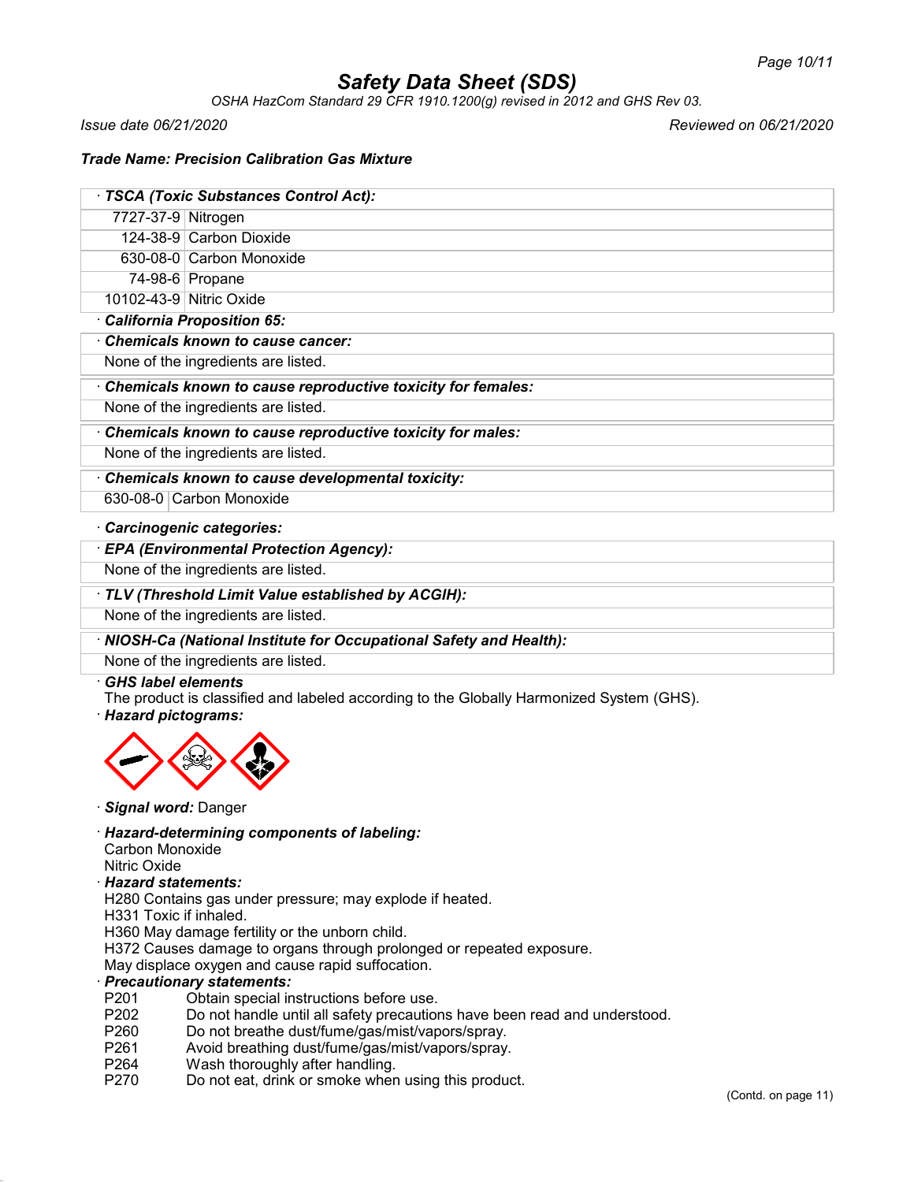# Safety Data Sheet (SDS)

*OSHA HazCom Standard 29 CFR 1910.1200(g) revised in 2012 and GHS Rev 03.*

*Issue date 06/21/2020* *Reviewed on 06/21/2020*

***Trade Name: Precision Calibration Gas Mixture***

| · **TSCA (Toxic Substances Control Act):** | |
|---|---|
| 7727-37-9 | Nitrogen |
| 124-38-9 | Carbon Dioxide |
| 630-08-0 | Carbon Monoxide |
| 74-98-6 | Propane |
| 10102-43-9 | Nitric Oxide |

· ***California Proposition 65:***

· ***Chemicals known to cause cancer:***

None of the ingredients are listed.

· ***Chemicals known to cause reproductive toxicity for females:***

None of the ingredients are listed.

· ***Chemicals known to cause reproductive toxicity for males:***

None of the ingredients are listed.

· ***Chemicals known to cause developmental toxicity:***

| | |
|---|---|
| 630-08-0 | Carbon Monoxide |

· ***Carcinogenic categories:***

· ***EPA (Environmental Protection Agency):***

None of the ingredients are listed.

· ***TLV (Threshold Limit Value established by ACGIH):***

None of the ingredients are listed.

· ***NIOSH-Ca (National Institute for Occupational Safety and Health):***

None of the ingredients are listed.

· ***GHS label elements***

The product is classified and labeled according to the Globally Harmonized System (GHS).

· ***Hazard pictograms:***

· ***Signal word:*** Danger

· ***Hazard-determining components of labeling:***

Carbon Monoxide
Nitric Oxide

· ***Hazard statements:***

H280 Contains gas under pressure; may explode if heated.
H331 Toxic if inhaled.
H360 May damage fertility or the unborn child.
H372 Causes damage to organs through prolonged or repeated exposure.
May displace oxygen and cause rapid suffocation.

· ***Precautionary statements:***

P201 Obtain special instructions before use.
P202 Do not handle until all safety precautions have been read and understood.
P260 Do not breathe dust/fume/gas/mist/vapors/spray.
P261 Avoid breathing dust/fume/gas/mist/vapors/spray.
P264 Wash thoroughly after handling.
P270 Do not eat, drink or smoke when using this product.

(Contd. on page 11)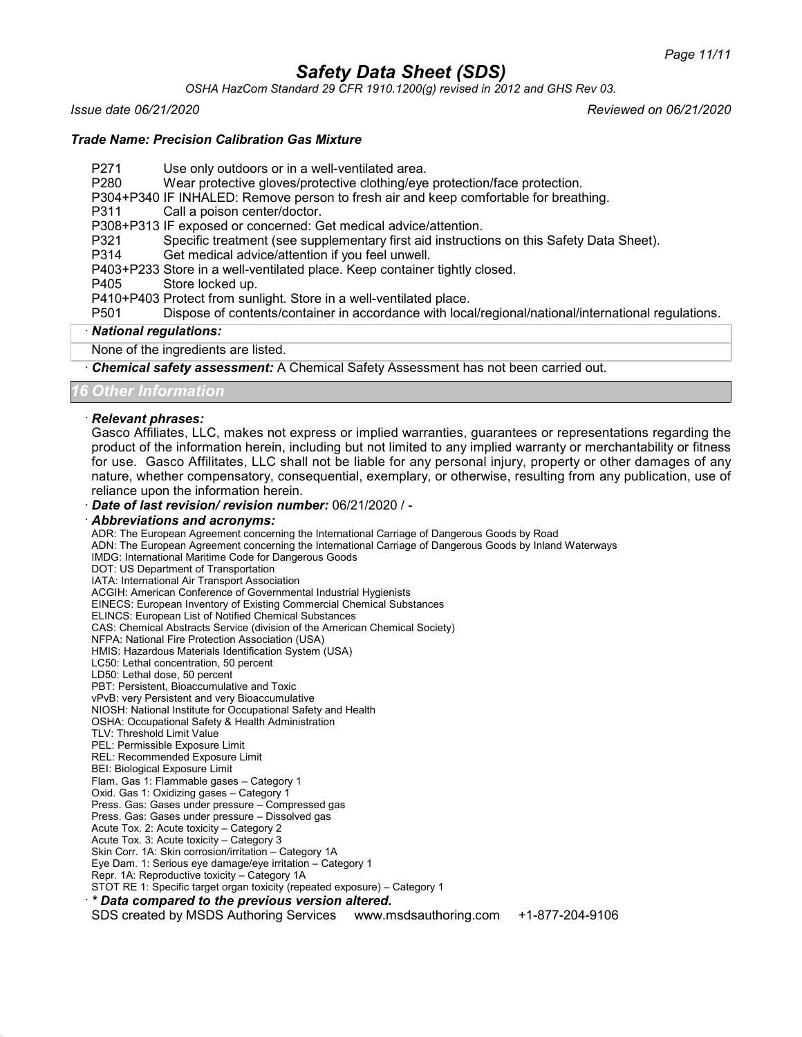*Safety Data Sheet (SDS)*

*OSHA HazCom Standard 29 CFR 1910.1200(g) revised in 2012 and GHS Rev 03.*

*Issue date 06/21/2020* *Reviewed on 06/21/2020*

***Trade Name: Precision Calibration Gas Mixture***

- P271 Use only outdoors or in a well-ventilated area.
- P280 Wear protective gloves/protective clothing/eye protection/face protection.
- P304+P340 IF INHALED: Remove person to fresh air and keep comfortable for breathing.
- P311 Call a poison center/doctor.
- P308+P313 IF exposed or concerned: Get medical advice/attention.
- P321 Specific treatment (see supplementary first aid instructions on this Safety Data Sheet).
- P314 Get medical advice/attention if you feel unwell.
- P403+P233 Store in a well-ventilated place. Keep container tightly closed.
- P405 Store locked up.
- P410+P403 Protect from sunlight. Store in a well-ventilated place.
- P501 Dispose of contents/container in accordance with local/regional/national/international regulations.

· ***National regulations:***

None of the ingredients are listed.

· ***Chemical safety assessment:*** A Chemical Safety Assessment has not been carried out.

## *16 Other Information*

· ***Relevant phrases:***

Gasco Affiliates, LLC, makes not express or implied warranties, guarantees or representations regarding the product of the information herein, including but not limited to any implied warranty or merchantability or fitness for use. Gasco Affilitates, LLC shall not be liable for any personal injury, property or other damages of any nature, whether compensatory, consequential, exemplary, or otherwise, resulting from any publication, use of reliance upon the information herein.

· ***Date of last revision/ revision number:*** 06/21/2020 / -

· ***Abbreviations and acronyms:***

ADR: The European Agreement concerning the International Carriage of Dangerous Goods by Road
ADN: The European Agreement concerning the International Carriage of Dangerous Goods by Inland Waterways
IMDG: International Maritime Code for Dangerous Goods
DOT: US Department of Transportation
IATA: International Air Transport Association
ACGIH: American Conference of Governmental Industrial Hygienists
EINECS: European Inventory of Existing Commercial Chemical Substances
ELINCS: European List of Notified Chemical Substances
CAS: Chemical Abstracts Service (division of the American Chemical Society)
NFPA: National Fire Protection Association (USA)
HMIS: Hazardous Materials Identification System (USA)
LC50: Lethal concentration, 50 percent
LD50: Lethal dose, 50 percent
PBT: Persistent, Bioaccumulative and Toxic
vPvB: very Persistent and very Bioaccumulative
NIOSH: National Institute for Occupational Safety and Health
OSHA: Occupational Safety & Health Administration
TLV: Threshold Limit Value
PEL: Permissible Exposure Limit
REL: Recommended Exposure Limit
BEI: Biological Exposure Limit
Flam. Gas 1: Flammable gases – Category 1
Oxid. Gas 1: Oxidizing gases – Category 1
Press. Gas: Gases under pressure – Compressed gas
Press. Gas: Gases under pressure – Dissolved gas
Acute Tox. 2: Acute toxicity – Category 2
Acute Tox. 3: Acute toxicity – Category 3
Skin Corr. 1A: Skin corrosion/irritation – Category 1A
Eye Dam. 1: Serious eye damage/eye irritation – Category 1
Repr. 1A: Reproductive toxicity – Category 1A
STOT RE 1: Specific target organ toxicity (repeated exposure) – Category 1

· ***\* Data compared to the previous version altered.***

SDS created by MSDS Authoring Services www.msdsauthoring.com +1-877-204-9106